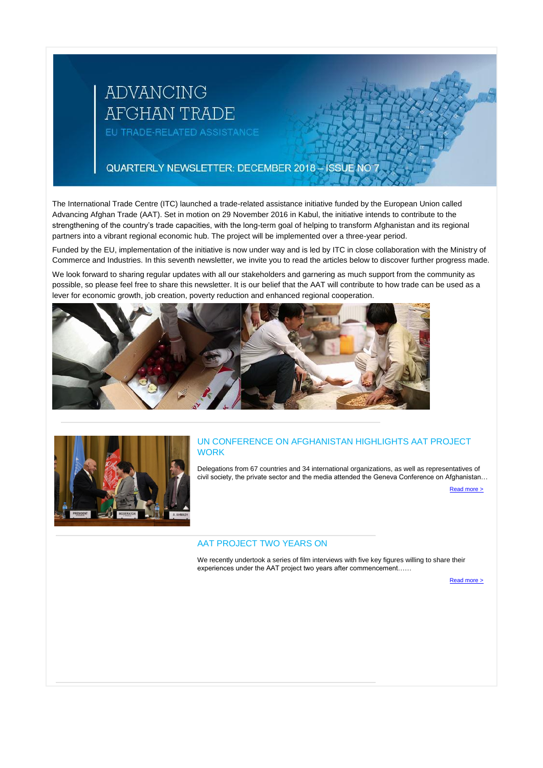# ADVANCING AFGHAN TRADE

EU TRADE-RELATED ASSISTANCE

QUARTERLY NEWSLETTER: DECEMBER 2018 – ISSUE NO 7

The International Trade Centre (ITC) launched a trade-related assistance initiative funded by the European Union called Advancing Afghan Trade (AAT). Set in motion on 29 November 2016 in Kabul, the initiative intends to contribute to the strengthening of the country's trade capacities, with the long-term goal of helping to transform Afghanistan and its regional partners into a vibrant regional economic hub. The project will be implemented over a three-year period.

Funded by the EU, implementation of the initiative is now under way and is led by ITC in close collaboration with the Ministry of Commerce and Industries. In this seventh newsletter, we invite you to read the articles below to discover further progress made.

We look forward to sharing regular updates with all our stakeholders and garnering as much support from the community as possible, so please feel free to share this newsletter. It is our belief that the AAT will contribute to how trade can be used as a lever for economic growth, job creation, poverty reduction and enhanced regional cooperation.

## UN CONFERENCE ON AFGHANISTAN HIGHLIGHTS AAT PROJECT WORK

Delegations from 67 countries and 34 international organizations, as well as representatives of civil society, the private sector and the media attended the Geneva Conference on Afghanistan…

Read more >

## AAT PROJECT TWO YEARS ON

We recently undertook a series of film interviews with five key figures willing to share their experiences under the AAT project two years after commencement……

Read more >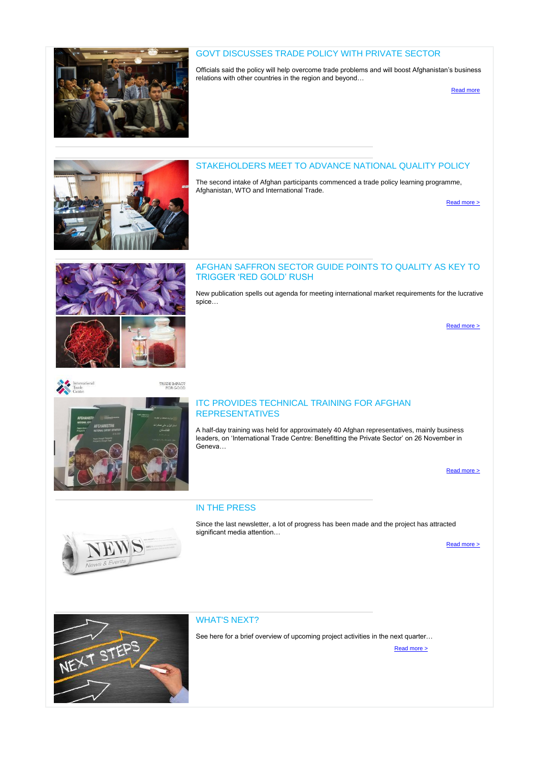## GOVT DISCUSSES TRADE POLICY WITH PRIVATE SECTOR

Officials said the policy will help overcome trade problems and will boost Afghanistan's business relations with other countries in the region and beyond…

Read more

## STAKEHOLDERS MEET TO ADVANCE NATIONAL QUALITY POLICY

The second intake of Afghan participants commenced a trade policy learning programme, Afghanistan, WTO and International Trade.

Read more >

## AFGHAN SAFFRON SECTOR GUIDE POINTS TO QUALITY AS KEY TO TRIGGER 'RED GOLD' RUSH

New publication spells out agenda for meeting international market requirements for the lucrative spice…

Read more >

## ITC PROVIDES TECHNICAL TRAINING FOR AFGHAN REPRESENTATIVES

A half-day training was held for approximately 40 Afghan representatives, mainly business leaders, on 'International Trade Centre: Benefitting the Private Sector' on 26 November in Geneva…

Read more >

## IN THE PRESS

Since the last newsletter, a lot of progress has been made and the project has attracted significant media attention…

Read more >

## WHAT'S NEXT?

See here for a brief overview of upcoming project activities in the next quarter…

Read more >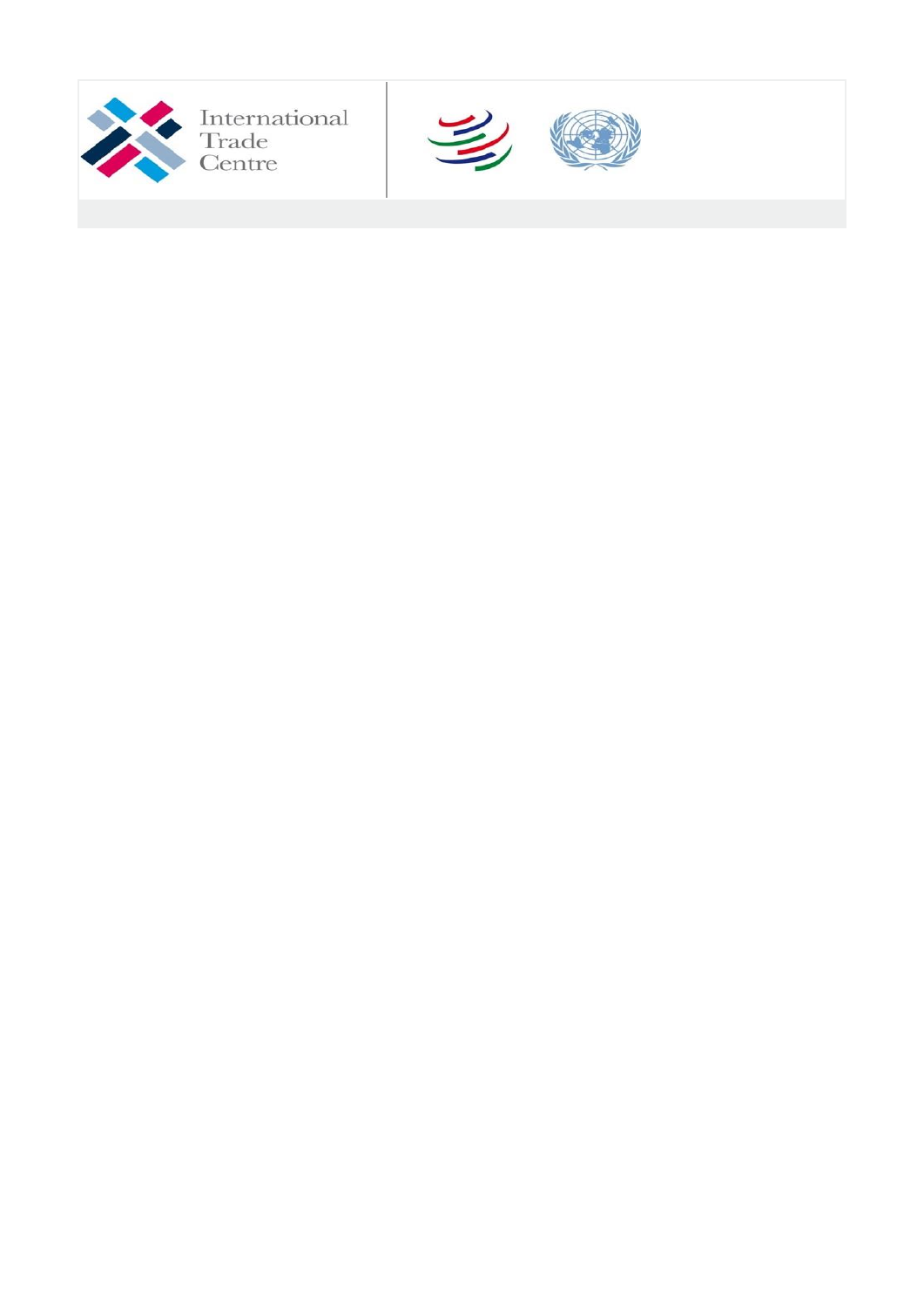International Trade Centre